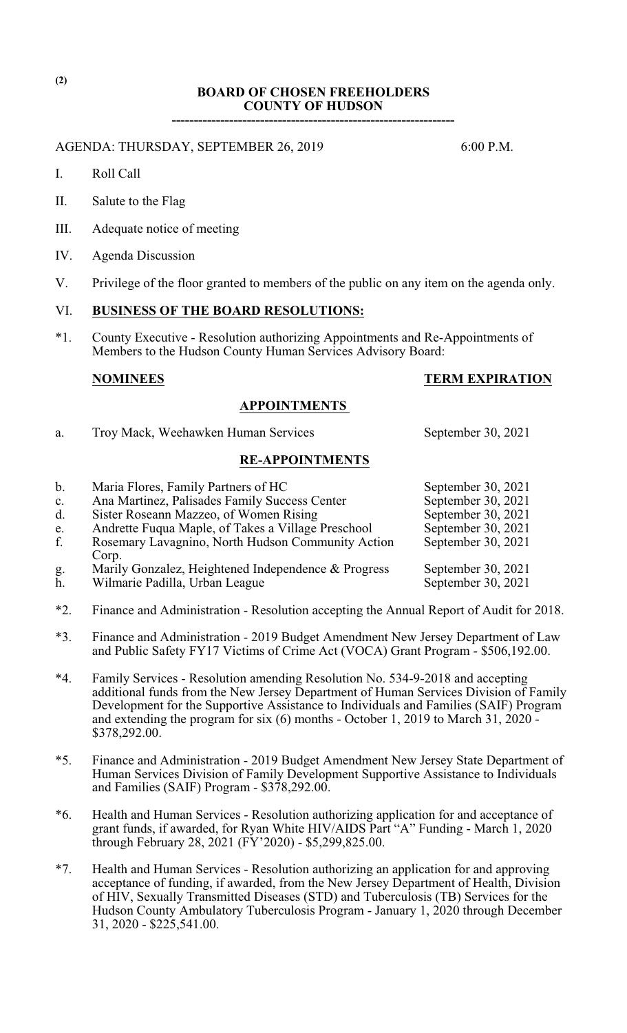(2)

**BOARD OF CHOSEN FREEHOLDERS**
**COUNTY OF HUDSON**

---

AGENDA: THURSDAY, SEPTEMBER 26, 2019 6:00 P.M.

I. Roll Call

II. Salute to the Flag

III. Adequate notice of meeting

IV. Agenda Discussion

V. Privilege of the floor granted to members of the public on any item on the agenda only.

VI. **BUSINESS OF THE BOARD RESOLUTIONS:**

*1. County Executive - Resolution authorizing Appointments and Re-Appointments of Members to the Hudson County Human Services Advisory Board:

| | **NOMINEES** | **TERM EXPIRATION** |
|---|---|---|
| | **APPOINTMENTS** | |
| a. | Troy Mack, Weehawken Human Services | September 30, 2021 |
| | **RE-APPOINTMENTS** | |
| b. | Maria Flores, Family Partners of HC | September 30, 2021 |
| c. | Ana Martinez, Palisades Family Success Center | September 30, 2021 |
| d. | Sister Roseann Mazzeo, of Women Rising | September 30, 2021 |
| e. | Andrette Fuqua Maple, of Takes a Village Preschool | September 30, 2021 |
| f. | Rosemary Lavagnino, North Hudson Community Action Corp. | September 30, 2021 |
| g. | Marily Gonzalez, Heightened Independence & Progress | September 30, 2021 |
| h. | Wilmarie Padilla, Urban League | September 30, 2021 |

*2. Finance and Administration - Resolution accepting the Annual Report of Audit for 2018.

*3. Finance and Administration - 2019 Budget Amendment New Jersey Department of Law and Public Safety FY17 Victims of Crime Act (VOCA) Grant Program - $506,192.00.

*4. Family Services - Resolution amending Resolution No. 534-9-2018 and accepting additional funds from the New Jersey Department of Human Services Division of Family Development for the Supportive Assistance to Individuals and Families (SAIF) Program and extending the program for six (6) months - October 1, 2019 to March 31, 2020 - $378,292.00.

*5. Finance and Administration - 2019 Budget Amendment New Jersey State Department of Human Services Division of Family Development Supportive Assistance to Individuals and Families (SAIF) Program - $378,292.00.

*6. Health and Human Services - Resolution authorizing application for and acceptance of grant funds, if awarded, for Ryan White HIV/AIDS Part "A" Funding - March 1, 2020 through February 28, 2021 (FY'2020) - $5,299,825.00.

*7. Health and Human Services - Resolution authorizing an application for and approving acceptance of funding, if awarded, from the New Jersey Department of Health, Division of HIV, Sexually Transmitted Diseases (STD) and Tuberculosis (TB) Services for the Hudson County Ambulatory Tuberculosis Program - January 1, 2020 through December 31, 2020 - $225,541.00.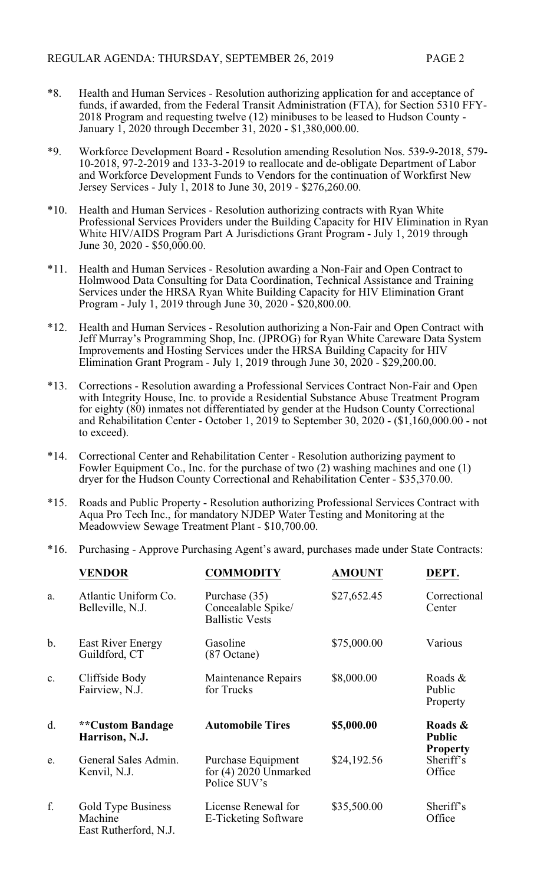*8. Health and Human Services - Resolution authorizing application for and acceptance of funds, if awarded, from the Federal Transit Administration (FTA), for Section 5310 FFY-2018 Program and requesting twelve (12) minibuses to be leased to Hudson County - January 1, 2020 through December 31, 2020 - $1,380,000.00.

*9. Workforce Development Board - Resolution amending Resolution Nos. 539-9-2018, 579-10-2018, 97-2-2019 and 133-3-2019 to reallocate and de-obligate Department of Labor and Workforce Development Funds to Vendors for the continuation of Workfirst New Jersey Services - July 1, 2018 to June 30, 2019 - $276,260.00.

*10. Health and Human Services - Resolution authorizing contracts with Ryan White Professional Services Providers under the Building Capacity for HIV Elimination in Ryan White HIV/AIDS Program Part A Jurisdictions Grant Program - July 1, 2019 through June 30, 2020 - $50,000.00.

*11. Health and Human Services - Resolution awarding a Non-Fair and Open Contract to Holmwood Data Consulting for Data Coordination, Technical Assistance and Training Services under the HRSA Ryan White Building Capacity for HIV Elimination Grant Program - July 1, 2019 through June 30, 2020 - $20,800.00.

*12. Health and Human Services - Resolution authorizing a Non-Fair and Open Contract with Jeff Murray's Programming Shop, Inc. (JPROG) for Ryan White Careware Data System Improvements and Hosting Services under the HRSA Building Capacity for HIV Elimination Grant Program - July 1, 2019 through June 30, 2020 - $29,200.00.

*13. Corrections - Resolution awarding a Professional Services Contract Non-Fair and Open with Integrity House, Inc. to provide a Residential Substance Abuse Treatment Program for eighty (80) inmates not differentiated by gender at the Hudson County Correctional and Rehabilitation Center - October 1, 2019 to September 30, 2020 - ($1,160,000.00 - not to exceed).

*14. Correctional Center and Rehabilitation Center - Resolution authorizing payment to Fowler Equipment Co., Inc. for the purchase of two (2) washing machines and one (1) dryer for the Hudson County Correctional and Rehabilitation Center - $35,370.00.

*15. Roads and Public Property - Resolution authorizing Professional Services Contract with Aqua Pro Tech Inc., for mandatory NJDEP Water Testing and Monitoring at the Meadowview Sewage Treatment Plant - $10,700.00.

*16. Purchasing - Approve Purchasing Agent's award, purchases made under State Contracts:

| | VENDOR | COMMODITY | AMOUNT | DEPT. |
|---|---|---|---|---|
| a. | Atlantic Uniform Co. Belleville, N.J. | Purchase (35) Concealable Spike/ Ballistic Vests | $27,652.45 | Correctional Center |
| b. | East River Energy Guildford, CT | Gasoline (87 Octane) | $75,000.00 | Various |
| c. | Cliffside Body Fairview, N.J. | Maintenance Repairs for Trucks | $8,000.00 | Roads & Public Property |
| d. | **\*\*Custom Bandage Harrison, N.J.** | **Automobile Tires** | **$5,000.00** | **Roads & Public Property** |
| e. | General Sales Admin. Kenvil, N.J. | Purchase Equipment for (4) 2020 Unmarked Police SUV's | $24,192.56 | Sheriff's Office |
| f. | Gold Type Business Machine East Rutherford, N.J. | License Renewal for E-Ticketing Software | $35,500.00 | Sheriff's Office |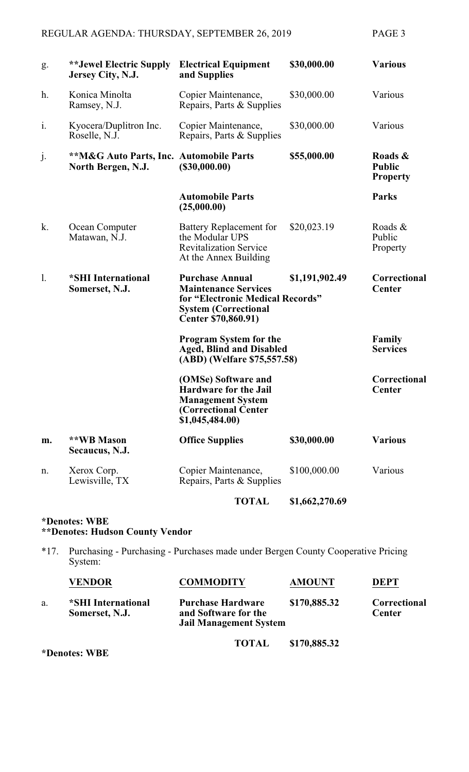| | | | | |
|---|---|---|---|---|
| g. | **\*\*Jewel Electric Supply Jersey City, N.J.** | **Electrical Equipment and Supplies** | **$30,000.00** | **Various** |
| h. | Konica Minolta Ramsey, N.J. | Copier Maintenance, Repairs, Parts & Supplies | $30,000.00 | Various |
| i. | Kyocera/Duplitron Inc. Roselle, N.J. | Copier Maintenance, Repairs, Parts & Supplies | $30,000.00 | Various |
| j. | **\*\*M&G Auto Parts, Inc. North Bergen, N.J.** | **Automobile Parts ($30,000.00)** | **$55,000.00** | **Roads & Public Property** |
| | | **Automobile Parts (25,000.00)** | | **Parks** |
| k. | Ocean Computer Matawan, N.J. | Battery Replacement for the Modular UPS Revitalization Service At the Annex Building | $20,023.19 | Roads & Public Property |
| l. | **\*SHI International Somerset, N.J.** | **Purchase Annual Maintenance Services for "Electronic Medical Records" System (Correctional Center $70,860.91)** | **$1,191,902.49** | **Correctional Center** |
| | | **Program System for the Aged, Blind and Disabled (ABD) (Welfare $75,557.58)** | | **Family Services** |
| | | **(OMSe) Software and Hardware for the Jail Management System (Correctional Center $1,045,484.00)** | | **Correctional Center** |
| **m.** | **\*\*WB Mason Secaucus, N.J.** | **Office Supplies** | **$30,000.00** | **Various** |
| n. | Xerox Corp. Lewisville, TX | Copier Maintenance, Repairs, Parts & Supplies | $100,000.00 | Various |
| | | **TOTAL** | **$1,662,270.69** | |

**\*Denotes: WBE**
**\*\*Denotes: Hudson County Vendor**

\*17. Purchasing - Purchasing - Purchases made under Bergen County Cooperative Pricing System:

| | VENDOR | COMMODITY | AMOUNT | DEPT |
|---|---|---|---|---|
| a. | **\*SHI International Somerset, N.J.** | **Purchase Hardware and Software for the Jail Management System** | **$170,885.32** | **Correctional Center** |
| | | **TOTAL** | **$170,885.32** | |

**\*Denotes: WBE**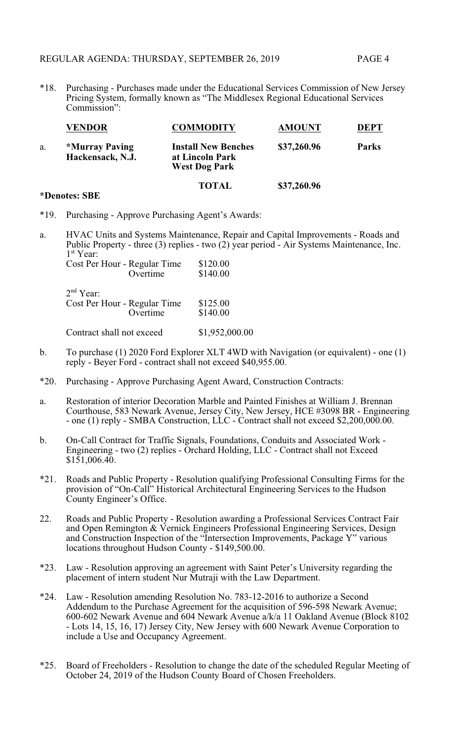*18. Purchasing - Purchases made under the Educational Services Commission of New Jersey Pricing System, formally known as "The Middlesex Regional Educational Services Commission":

| | VENDOR | COMMODITY | AMOUNT | DEPT |
|---|---|---|---|---|
| a. | **\*Murray Paving Hackensack, N.J.** | **Install New Benches at Lincoln Park West Dog Park** | **$37,260.96** | **Parks** |
| | | **TOTAL** | **$37,260.96** | |

**\*Denotes: SBE**

*19. Purchasing - Approve Purchasing Agent's Awards:

a. HVAC Units and Systems Maintenance, Repair and Capital Improvements - Roads and Public Property - three (3) replies - two (2) year period - Air Systems Maintenance, Inc.

1st Year:

| | |
|---|---|
| Cost Per Hour - Regular Time | $120.00 |
| Overtime | $140.00 |

2nd Year:

| | |
|---|---|
| Cost Per Hour - Regular Time | $125.00 |
| Overtime | $140.00 |

Contract shall not exceed $1,952,000.00

b. To purchase (1) 2020 Ford Explorer XLT 4WD with Navigation (or equivalent) - one (1) reply - Beyer Ford - contract shall not exceed $40,955.00.

*20. Purchasing - Approve Purchasing Agent Award, Construction Contracts:

a. Restoration of interior Decoration Marble and Painted Finishes at William J. Brennan Courthouse, 583 Newark Avenue, Jersey City, New Jersey, HCE #3098 BR - Engineering - one (1) reply - SMBA Construction, LLC - Contract shall not exceed $2,200,000.00.

b. On-Call Contract for Traffic Signals, Foundations, Conduits and Associated Work - Engineering - two (2) replies - Orchard Holding, LLC - Contract shall not Exceed $151,006.40.

*21. Roads and Public Property - Resolution qualifying Professional Consulting Firms for the provision of "On-Call" Historical Architectural Engineering Services to the Hudson County Engineer's Office.

22. Roads and Public Property - Resolution awarding a Professional Services Contract Fair and Open Remington & Vernick Engineers Professional Engineering Services, Design and Construction Inspection of the "Intersection Improvements, Package Y" various locations throughout Hudson County - $149,500.00.

*23. Law - Resolution approving an agreement with Saint Peter's University regarding the placement of intern student Nur Mutraji with the Law Department.

*24. Law - Resolution amending Resolution No. 783-12-2016 to authorize a Second Addendum to the Purchase Agreement for the acquisition of 596-598 Newark Avenue; 600-602 Newark Avenue and 604 Newark Avenue a/k/a 11 Oakland Avenue (Block 8102 - Lots 14, 15, 16, 17) Jersey City, New Jersey with 600 Newark Avenue Corporation to include a Use and Occupancy Agreement.

*25. Board of Freeholders - Resolution to change the date of the scheduled Regular Meeting of October 24, 2019 of the Hudson County Board of Chosen Freeholders.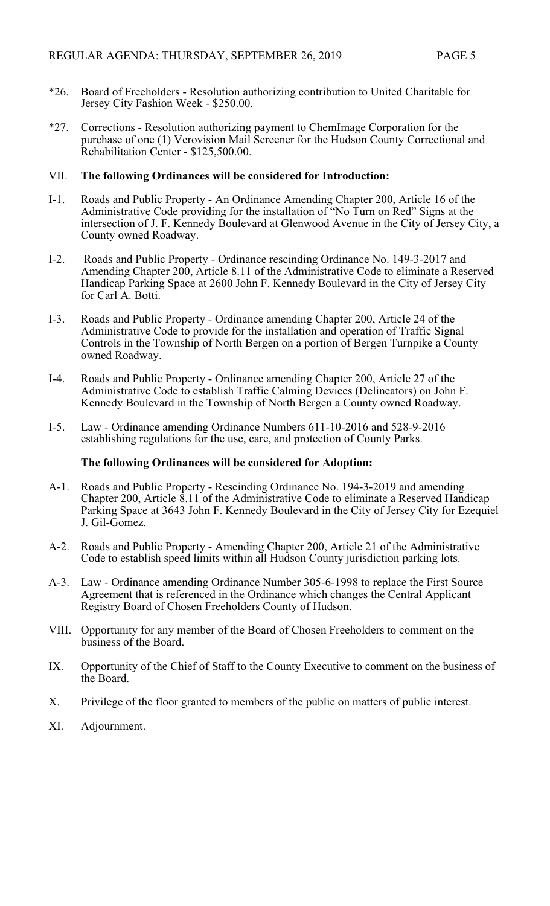*26. Board of Freeholders - Resolution authorizing contribution to United Charitable for Jersey City Fashion Week - $250.00.

*27. Corrections - Resolution authorizing payment to ChemImage Corporation for the purchase of one (1) Verovision Mail Screener for the Hudson County Correctional and Rehabilitation Center - $125,500.00.

VII. **The following Ordinances will be considered for Introduction:**

I-1. Roads and Public Property - An Ordinance Amending Chapter 200, Article 16 of the Administrative Code providing for the installation of "No Turn on Red" Signs at the intersection of J. F. Kennedy Boulevard at Glenwood Avenue in the City of Jersey City, a County owned Roadway.

I-2. Roads and Public Property - Ordinance rescinding Ordinance No. 149-3-2017 and Amending Chapter 200, Article 8.11 of the Administrative Code to eliminate a Reserved Handicap Parking Space at 2600 John F. Kennedy Boulevard in the City of Jersey City for Carl A. Botti.

I-3. Roads and Public Property - Ordinance amending Chapter 200, Article 24 of the Administrative Code to provide for the installation and operation of Traffic Signal Controls in the Township of North Bergen on a portion of Bergen Turnpike a County owned Roadway.

I-4. Roads and Public Property - Ordinance amending Chapter 200, Article 27 of the Administrative Code to establish Traffic Calming Devices (Delineators) on John F. Kennedy Boulevard in the Township of North Bergen a County owned Roadway.

I-5. Law - Ordinance amending Ordinance Numbers 611-10-2016 and 528-9-2016 establishing regulations for the use, care, and protection of County Parks.

**The following Ordinances will be considered for Adoption:**

A-1. Roads and Public Property - Rescinding Ordinance No. 194-3-2019 and amending Chapter 200, Article 8.11 of the Administrative Code to eliminate a Reserved Handicap Parking Space at 3643 John F. Kennedy Boulevard in the City of Jersey City for Ezequiel J. Gil-Gomez.

A-2. Roads and Public Property - Amending Chapter 200, Article 21 of the Administrative Code to establish speed limits within all Hudson County jurisdiction parking lots.

A-3. Law - Ordinance amending Ordinance Number 305-6-1998 to replace the First Source Agreement that is referenced in the Ordinance which changes the Central Applicant Registry Board of Chosen Freeholders County of Hudson.

VIII. Opportunity for any member of the Board of Chosen Freeholders to comment on the business of the Board.

IX. Opportunity of the Chief of Staff to the County Executive to comment on the business of the Board.

X. Privilege of the floor granted to members of the public on matters of public interest.

XI. Adjournment.